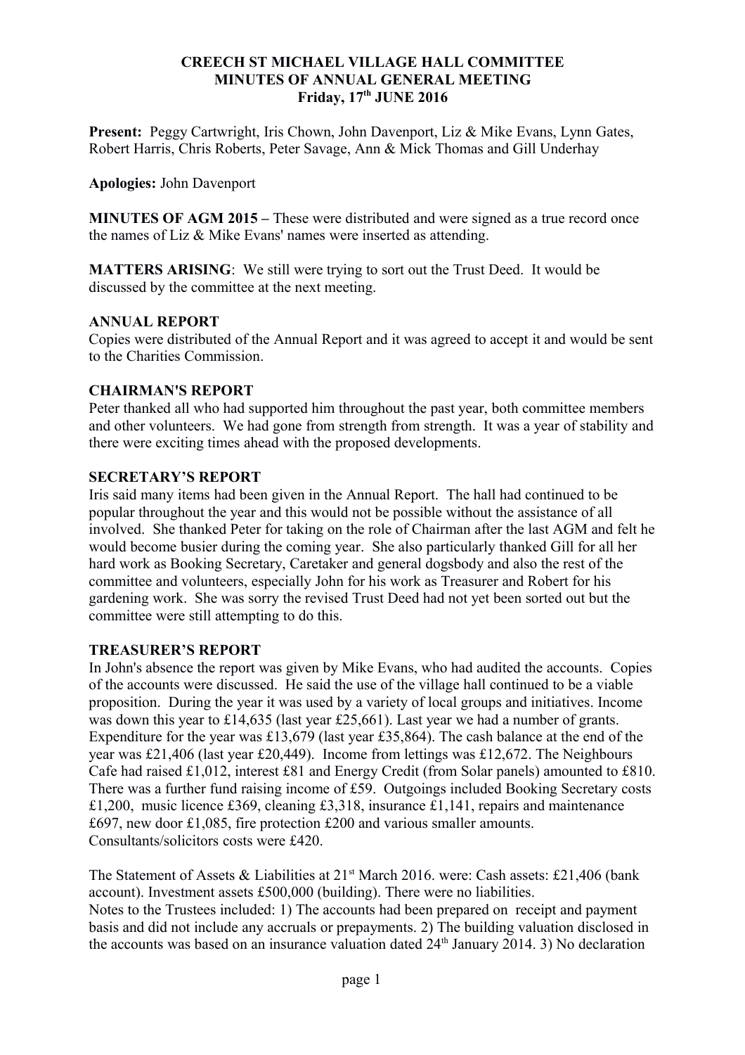**CREECH ST MICHAEL VILLAGE HALL COMMITTEE**
**MINUTES OF ANNUAL GENERAL MEETING**
**Friday, 17th JUNE 2016**

**Present:** Peggy Cartwright, Iris Chown, John Davenport, Liz & Mike Evans, Lynn Gates, Robert Harris, Chris Roberts, Peter Savage, Ann & Mick Thomas and Gill Underhay

**Apologies:** John Davenport

**MINUTES OF AGM 2015 –** These were distributed and were signed as a true record once the names of Liz & Mike Evans' names were inserted as attending.

**MATTERS ARISING**: We still were trying to sort out the Trust Deed. It would be discussed by the committee at the next meeting.

**ANNUAL REPORT**

Copies were distributed of the Annual Report and it was agreed to accept it and would be sent to the Charities Commission.

**CHAIRMAN'S REPORT**

Peter thanked all who had supported him throughout the past year, both committee members and other volunteers. We had gone from strength from strength. It was a year of stability and there were exciting times ahead with the proposed developments.

**SECRETARY'S REPORT**

Iris said many items had been given in the Annual Report. The hall had continued to be popular throughout the year and this would not be possible without the assistance of all involved. She thanked Peter for taking on the role of Chairman after the last AGM and felt he would become busier during the coming year. She also particularly thanked Gill for all her hard work as Booking Secretary, Caretaker and general dogsbody and also the rest of the committee and volunteers, especially John for his work as Treasurer and Robert for his gardening work. She was sorry the revised Trust Deed had not yet been sorted out but the committee were still attempting to do this.

**TREASURER'S REPORT**

In John's absence the report was given by Mike Evans, who had audited the accounts. Copies of the accounts were discussed. He said the use of the village hall continued to be a viable proposition. During the year it was used by a variety of local groups and initiatives. Income was down this year to £14,635 (last year £25,661). Last year we had a number of grants. Expenditure for the year was £13,679 (last year £35,864). The cash balance at the end of the year was £21,406 (last year £20,449). Income from lettings was £12,672. The Neighbours Cafe had raised £1,012, interest £81 and Energy Credit (from Solar panels) amounted to £810. There was a further fund raising income of £59. Outgoings included Booking Secretary costs £1,200, music licence £369, cleaning £3,318, insurance £1,141, repairs and maintenance £697, new door £1,085, fire protection £200 and various smaller amounts. Consultants/solicitors costs were £420.

The Statement of Assets & Liabilities at 21st March 2016. were: Cash assets: £21,406 (bank account). Investment assets £500,000 (building). There were no liabilities.
Notes to the Trustees included: 1) The accounts had been prepared on receipt and payment basis and did not include any accruals or prepayments. 2) The building valuation disclosed in the accounts was based on an insurance valuation dated 24th January 2014. 3) No declaration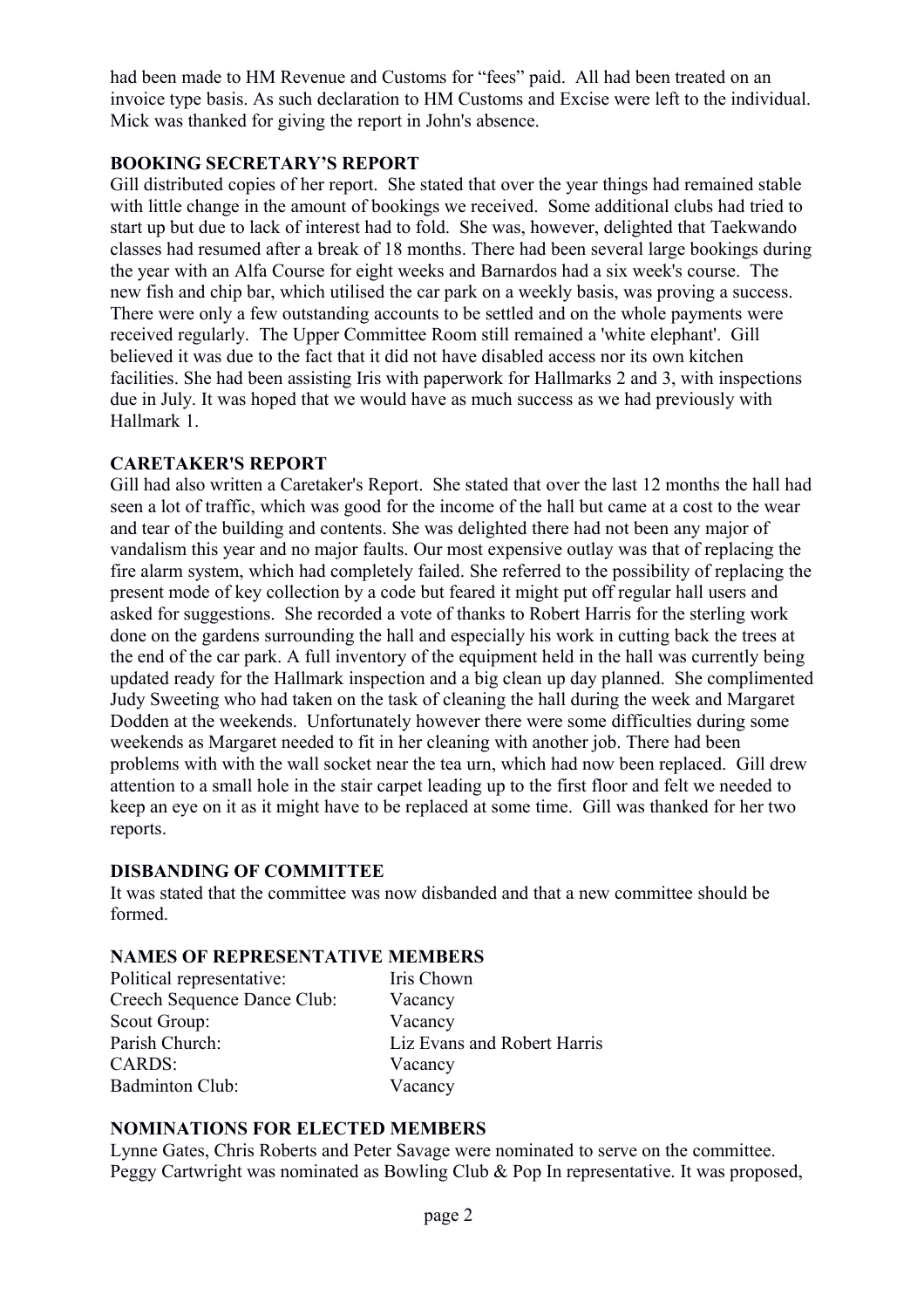had been made to HM Revenue and Customs for "fees" paid. All had been treated on an invoice type basis. As such declaration to HM Customs and Excise were left to the individual. Mick was thanked for giving the report in John's absence.

**BOOKING SECRETARY'S REPORT**

Gill distributed copies of her report. She stated that over the year things had remained stable with little change in the amount of bookings we received. Some additional clubs had tried to start up but due to lack of interest had to fold. She was, however, delighted that Taekwando classes had resumed after a break of 18 months. There had been several large bookings during the year with an Alfa Course for eight weeks and Barnardos had a six week's course. The new fish and chip bar, which utilised the car park on a weekly basis, was proving a success. There were only a few outstanding accounts to be settled and on the whole payments were received regularly. The Upper Committee Room still remained a 'white elephant'. Gill believed it was due to the fact that it did not have disabled access nor its own kitchen facilities. She had been assisting Iris with paperwork for Hallmarks 2 and 3, with inspections due in July. It was hoped that we would have as much success as we had previously with Hallmark 1.

**CARETAKER'S REPORT**

Gill had also written a Caretaker's Report. She stated that over the last 12 months the hall had seen a lot of traffic, which was good for the income of the hall but came at a cost to the wear and tear of the building and contents. She was delighted there had not been any major of vandalism this year and no major faults. Our most expensive outlay was that of replacing the fire alarm system, which had completely failed. She referred to the possibility of replacing the present mode of key collection by a code but feared it might put off regular hall users and asked for suggestions. She recorded a vote of thanks to Robert Harris for the sterling work done on the gardens surrounding the hall and especially his work in cutting back the trees at the end of the car park. A full inventory of the equipment held in the hall was currently being updated ready for the Hallmark inspection and a big clean up day planned. She complimented Judy Sweeting who had taken on the task of cleaning the hall during the week and Margaret Dodden at the weekends. Unfortunately however there were some difficulties during some weekends as Margaret needed to fit in her cleaning with another job. There had been problems with with the wall socket near the tea urn, which had now been replaced. Gill drew attention to a small hole in the stair carpet leading up to the first floor and felt we needed to keep an eye on it as it might have to be replaced at some time. Gill was thanked for her two reports.

**DISBANDING OF COMMITTEE**

It was stated that the committee was now disbanded and that a new committee should be formed.

**NAMES OF REPRESENTATIVE MEMBERS**

| | |
|---|---|
| Political representative: | Iris Chown |
| Creech Sequence Dance Club: | Vacancy |
| Scout Group: | Vacancy |
| Parish Church: | Liz Evans and Robert Harris |
| CARDS: | Vacancy |
| Badminton Club: | Vacancy |

**NOMINATIONS FOR ELECTED MEMBERS**

Lynne Gates, Chris Roberts and Peter Savage were nominated to serve on the committee. Peggy Cartwright was nominated as Bowling Club & Pop In representative. It was proposed,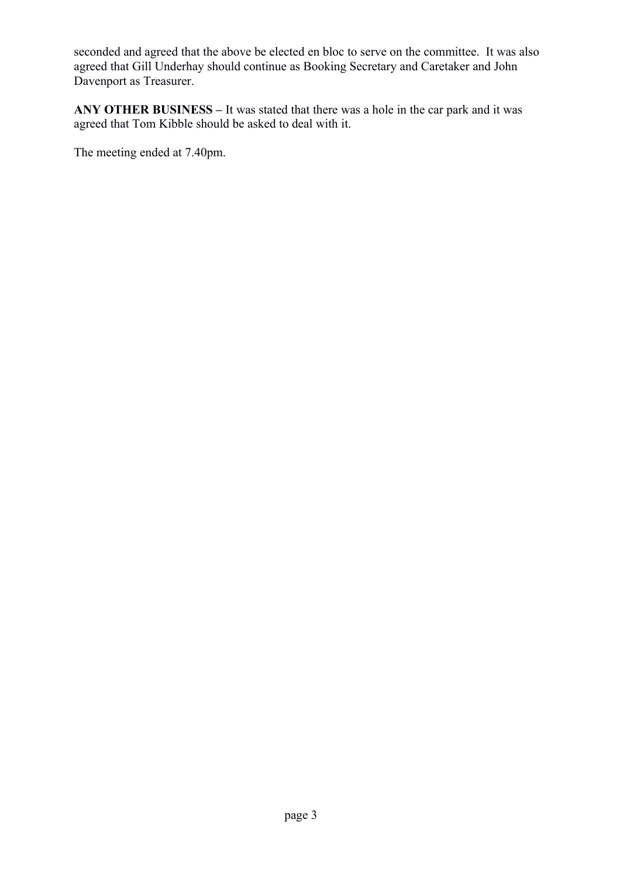seconded and agreed that the above be elected en bloc to serve on the committee. It was also agreed that Gill Underhay should continue as Booking Secretary and Caretaker and John Davenport as Treasurer.

**ANY OTHER BUSINESS –** It was stated that there was a hole in the car park and it was agreed that Tom Kibble should be asked to deal with it.

The meeting ended at 7.40pm.